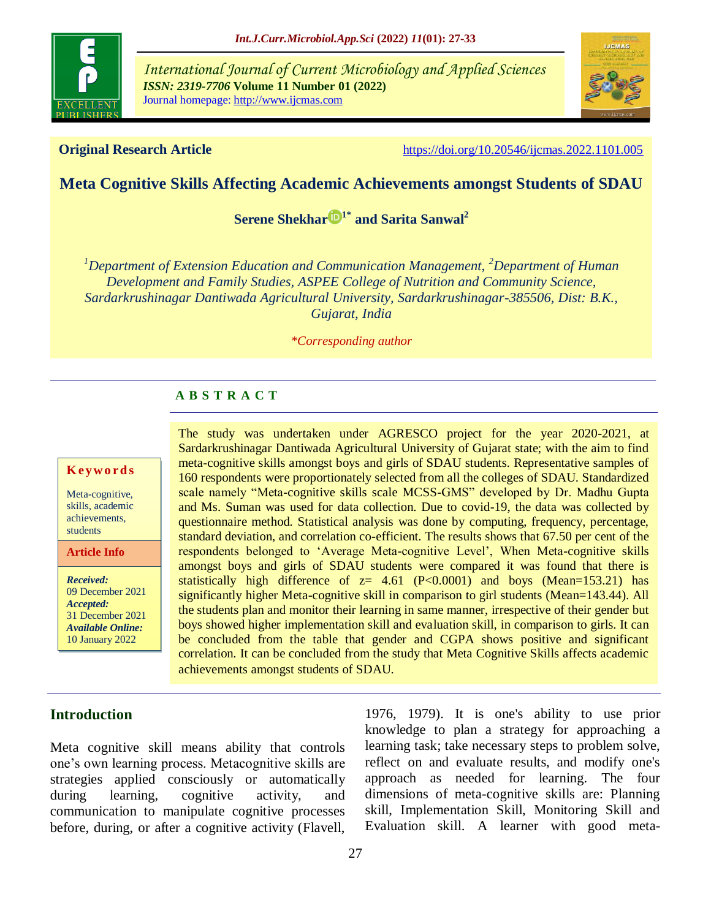**Original Research Article** https://doi.org/10.20546/ijcmas.2022.1101.005

# Meta Cognitive Skills Affecting Academic Achievements amongst Students of SDAU

**Serene Shekhar[1*] and Sarita Sanwal[2]**

*[1]Department of Extension Education and Communication Management, [2]Department of Human Development and Family Studies, ASPEE College of Nutrition and Community Science, Sardarkrushinagar Dantiwada Agricultural University, Sardarkrushinagar-385506, Dist: B.K., Gujarat, India*

*\*Corresponding author*

## ABSTRACT

**Keywords**

Meta-cognitive, skills, academic achievements, students

**Article Info**

*Received:* 09 December 2021
*Accepted:* 31 December 2021
*Available Online:* 10 January 2022

The study was undertaken under AGRESCO project for the year 2020-2021, at Sardarkrushinagar Dantiwada Agricultural University of Gujarat state; with the aim to find meta-cognitive skills amongst boys and girls of SDAU students. Representative samples of 160 respondents were proportionately selected from all the colleges of SDAU. Standardized scale namely "Meta-cognitive skills scale MCSS-GMS" developed by Dr. Madhu Gupta and Ms. Suman was used for data collection. Due to covid-19, the data was collected by questionnaire method. Statistical analysis was done by computing, frequency, percentage, standard deviation, and correlation co-efficient. The results shows that 67.50 per cent of the respondents belonged to 'Average Meta-cognitive Level', When Meta-cognitive skills amongst boys and girls of SDAU students were compared it was found that there is statistically high difference of z= 4.61 (P<0.0001) and boys (Mean=153.21) has significantly higher Meta-cognitive skill in comparison to girl students (Mean=143.44). All the students plan and monitor their learning in same manner, irrespective of their gender but boys showed higher implementation skill and evaluation skill, in comparison to girls. It can be concluded from the table that gender and CGPA shows positive and significant correlation. It can be concluded from the study that Meta Cognitive Skills affects academic achievements amongst students of SDAU.

## Introduction

Meta cognitive skill means ability that controls one's own learning process. Metacognitive skills are strategies applied consciously or automatically during learning, cognitive activity, and communication to manipulate cognitive processes before, during, or after a cognitive activity (Flavell, 1976, 1979). It is one's ability to use prior knowledge to plan a strategy for approaching a learning task; take necessary steps to problem solve, reflect on and evaluate results, and modify one's approach as needed for learning. The four dimensions of meta-cognitive skills are: Planning skill, Implementation Skill, Monitoring Skill and Evaluation skill. A learner with good meta-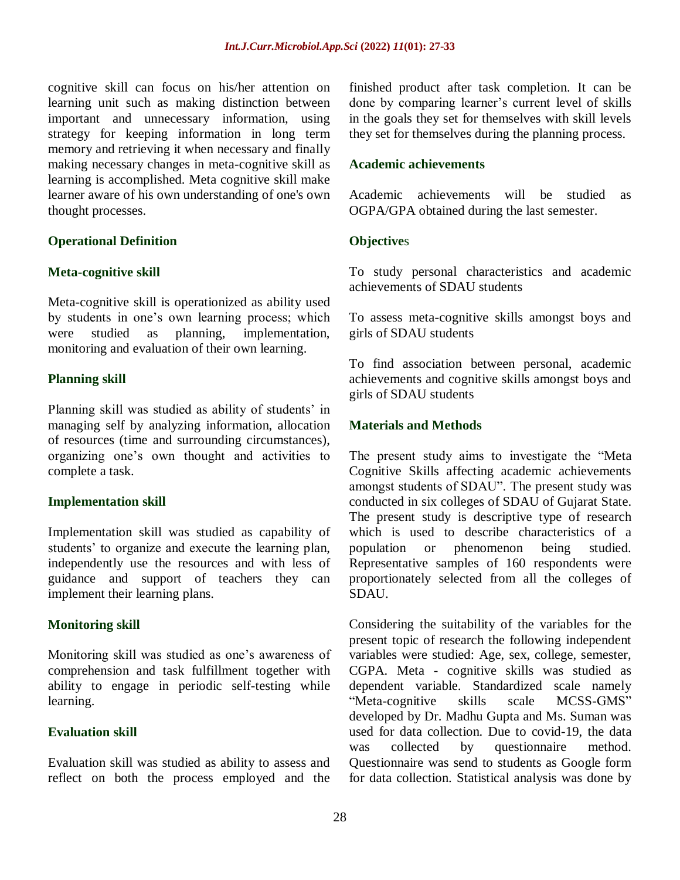cognitive skill can focus on his/her attention on learning unit such as making distinction between important and unnecessary information, using strategy for keeping information in long term memory and retrieving it when necessary and finally making necessary changes in meta-cognitive skill as learning is accomplished. Meta cognitive skill make learner aware of his own understanding of one's own thought processes.

### Operational Definition

#### Meta-cognitive skill

Meta-cognitive skill is operationized as ability used by students in one's own learning process; which were studied as planning, implementation, monitoring and evaluation of their own learning.

#### Planning skill

Planning skill was studied as ability of students' in managing self by analyzing information, allocation of resources (time and surrounding circumstances), organizing one's own thought and activities to complete a task.

#### Implementation skill

Implementation skill was studied as capability of students' to organize and execute the learning plan, independently use the resources and with less of guidance and support of teachers they can implement their learning plans.

#### Monitoring skill

Monitoring skill was studied as one's awareness of comprehension and task fulfillment together with ability to engage in periodic self-testing while learning.

#### Evaluation skill

Evaluation skill was studied as ability to assess and reflect on both the process employed and the finished product after task completion. It can be done by comparing learner's current level of skills in the goals they set for themselves with skill levels they set for themselves during the planning process.

#### Academic achievements

Academic achievements will be studied as OGPA/GPA obtained during the last semester.

### Objectives

To study personal characteristics and academic achievements of SDAU students

To assess meta-cognitive skills amongst boys and girls of SDAU students

To find association between personal, academic achievements and cognitive skills amongst boys and girls of SDAU students

### Materials and Methods

The present study aims to investigate the "Meta Cognitive Skills affecting academic achievements amongst students of SDAU". The present study was conducted in six colleges of SDAU of Gujarat State. The present study is descriptive type of research which is used to describe characteristics of a population or phenomenon being studied. Representative samples of 160 respondents were proportionately selected from all the colleges of SDAU.

Considering the suitability of the variables for the present topic of research the following independent variables were studied: Age, sex, college, semester, CGPA. Meta - cognitive skills was studied as dependent variable. Standardized scale namely "Meta-cognitive skills scale MCSS-GMS" developed by Dr. Madhu Gupta and Ms. Suman was used for data collection. Due to covid-19, the data was collected by questionnaire method. Questionnaire was send to students as Google form for data collection. Statistical analysis was done by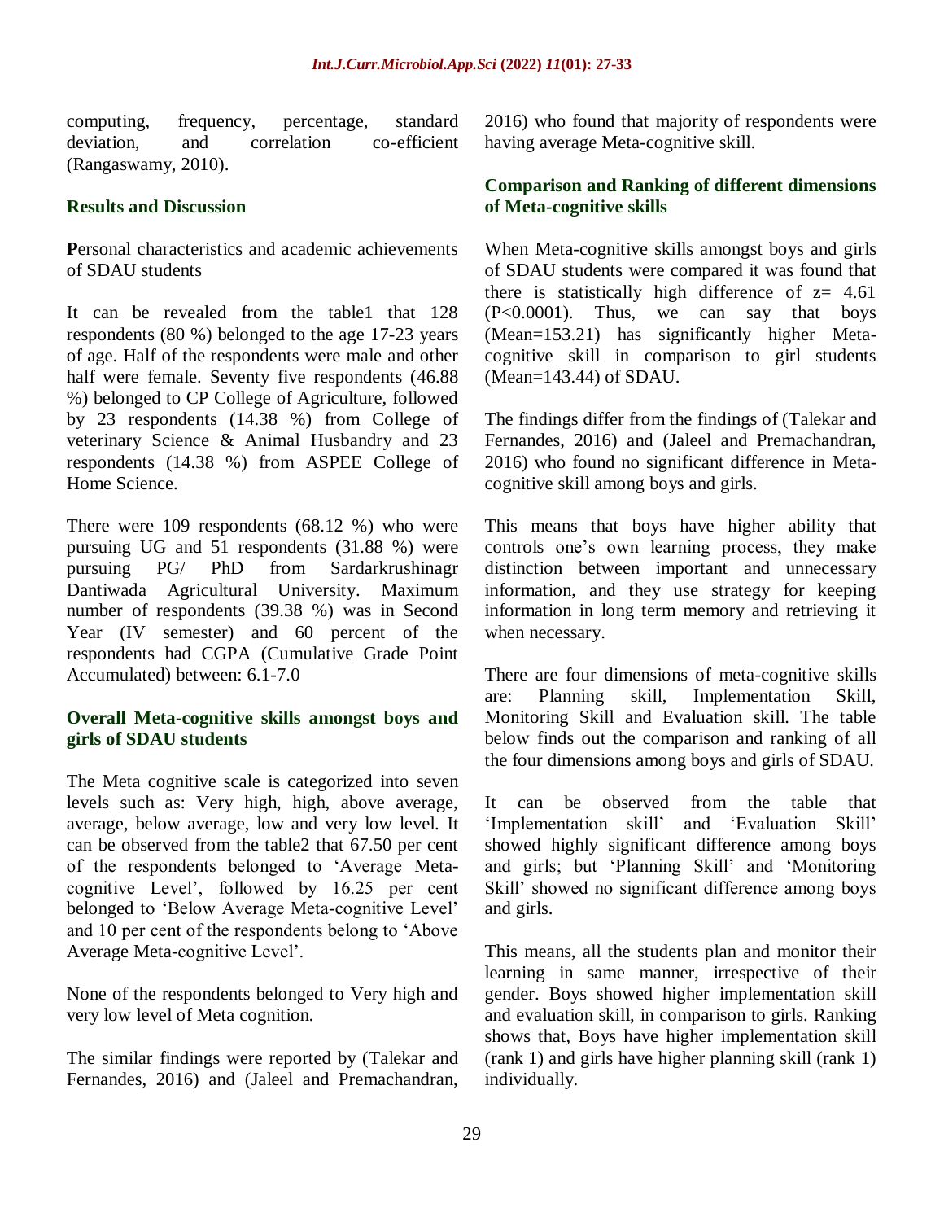computing, frequency, percentage, standard deviation, and correlation co-efficient (Rangaswamy, 2010).

## Results and Discussion

**P**ersonal characteristics and academic achievements of SDAU students

It can be revealed from the table1 that 128 respondents (80 %) belonged to the age 17-23 years of age. Half of the respondents were male and other half were female. Seventy five respondents (46.88 %) belonged to CP College of Agriculture, followed by 23 respondents (14.38 %) from College of veterinary Science & Animal Husbandry and 23 respondents (14.38 %) from ASPEE College of Home Science.

There were 109 respondents (68.12 %) who were pursuing UG and 51 respondents (31.88 %) were pursuing PG/ PhD from Sardarkrushinagr Dantiwada Agricultural University. Maximum number of respondents (39.38 %) was in Second Year (IV semester) and 60 percent of the respondents had CGPA (Cumulative Grade Point Accumulated) between: 6.1-7.0

### Overall Meta-cognitive skills amongst boys and girls of SDAU students

The Meta cognitive scale is categorized into seven levels such as: Very high, high, above average, average, below average, low and very low level. It can be observed from the table2 that 67.50 per cent of the respondents belonged to 'Average Meta-cognitive Level', followed by 16.25 per cent belonged to 'Below Average Meta-cognitive Level' and 10 per cent of the respondents belong to 'Above Average Meta-cognitive Level'.

None of the respondents belonged to Very high and very low level of Meta cognition.

The similar findings were reported by (Talekar and Fernandes, 2016) and (Jaleel and Premachandran, 2016) who found that majority of respondents were having average Meta-cognitive skill.

### Comparison and Ranking of different dimensions of Meta-cognitive skills

When Meta-cognitive skills amongst boys and girls of SDAU students were compared it was found that there is statistically high difference of z= 4.61 (P<0.0001). Thus, we can say that boys (Mean=153.21) has significantly higher Meta-cognitive skill in comparison to girl students (Mean=143.44) of SDAU.

The findings differ from the findings of (Talekar and Fernandes, 2016) and (Jaleel and Premachandran, 2016) who found no significant difference in Meta-cognitive skill among boys and girls.

This means that boys have higher ability that controls one's own learning process, they make distinction between important and unnecessary information, and they use strategy for keeping information in long term memory and retrieving it when necessary.

There are four dimensions of meta-cognitive skills are: Planning skill, Implementation Skill, Monitoring Skill and Evaluation skill. The table below finds out the comparison and ranking of all the four dimensions among boys and girls of SDAU.

It can be observed from the table that 'Implementation skill' and 'Evaluation Skill' showed highly significant difference among boys and girls; but 'Planning Skill' and 'Monitoring Skill' showed no significant difference among boys and girls.

This means, all the students plan and monitor their learning in same manner, irrespective of their gender. Boys showed higher implementation skill and evaluation skill, in comparison to girls. Ranking shows that, Boys have higher implementation skill (rank 1) and girls have higher planning skill (rank 1) individually.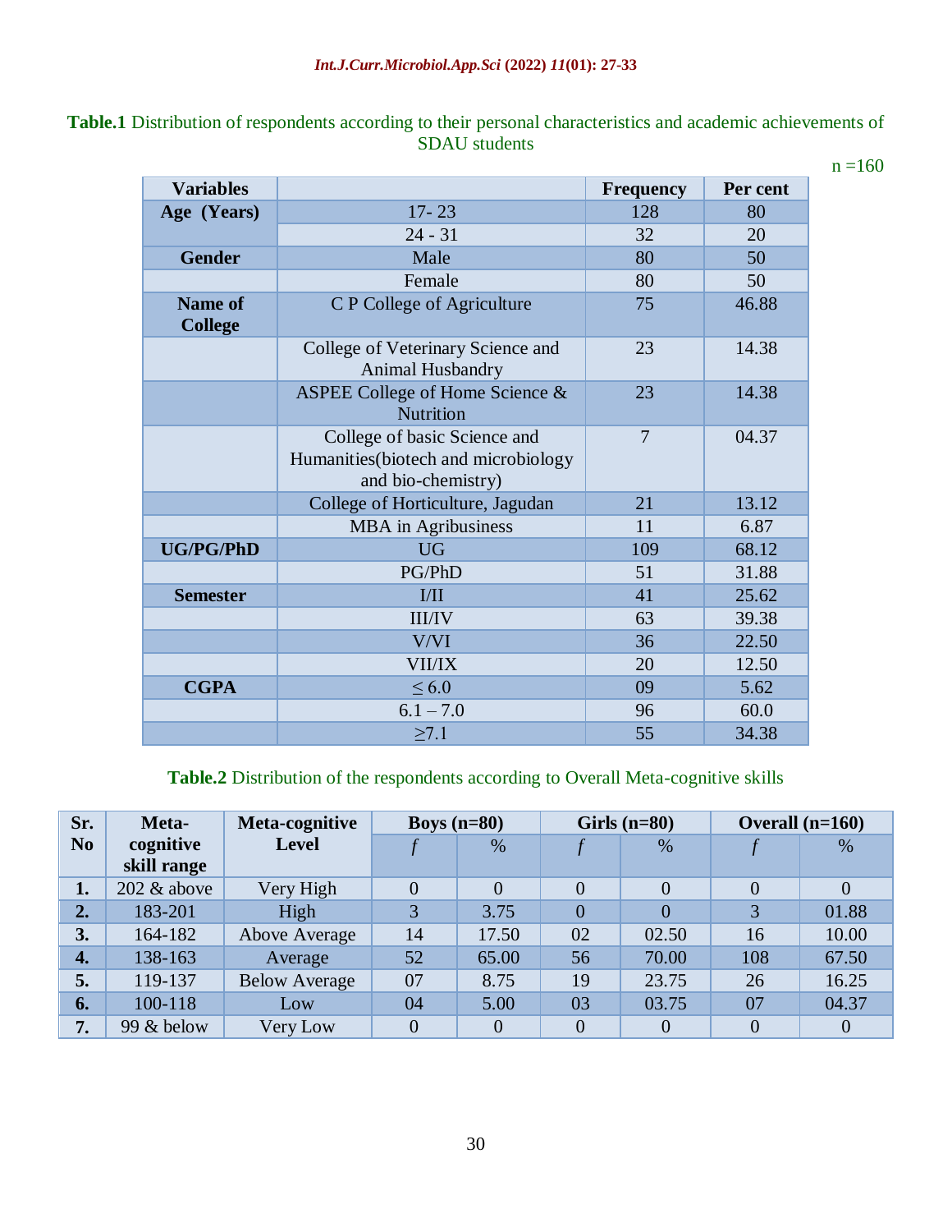**Table.1** Distribution of respondents according to their personal characteristics and academic achievements of SDAU students

n =160

| Variables | | Frequency | Per cent |
|---|---|---|---|
| Age (Years) | 17- 23 | 128 | 80 |
| | 24 - 31 | 32 | 20 |
| Gender | Male | 80 | 50 |
| | Female | 80 | 50 |
| Name of College | C P College of Agriculture | 75 | 46.88 |
| | College of Veterinary Science and Animal Husbandry | 23 | 14.38 |
| | ASPEE College of Home Science & Nutrition | 23 | 14.38 |
| | College of basic Science and Humanities(biotech and microbiology and bio-chemistry) | 7 | 04.37 |
| | College of Horticulture, Jagudan | 21 | 13.12 |
| | MBA in Agribusiness | 11 | 6.87 |
| UG/PG/PhD | UG | 109 | 68.12 |
| | PG/PhD | 51 | 31.88 |
| Semester | I/II | 41 | 25.62 |
| | III/IV | 63 | 39.38 |
| | V/VI | 36 | 22.50 |
| | VII/IX | 20 | 12.50 |
| CGPA | ≤ 6.0 | 09 | 5.62 |
| | 6.1 – 7.0 | 96 | 60.0 |
| | ≥7.1 | 55 | 34.38 |

**Table.2** Distribution of the respondents according to Overall Meta-cognitive skills

| Sr. No | Meta-cognitive skill range | Meta-cognitive Level | Boys (n=80) | | Girls (n=80) | | Overall (n=160) | |
|---|---|---|---|---|---|---|---|---|
| | | | *f* | % | *f* | % | *f* | % |
| **1.** | 202 & above | Very High | 0 | 0 | 0 | 0 | 0 | 0 |
| **2.** | 183-201 | High | 3 | 3.75 | 0 | 0 | 3 | 01.88 |
| **3.** | 164-182 | Above Average | 14 | 17.50 | 02 | 02.50 | 16 | 10.00 |
| **4.** | 138-163 | Average | 52 | 65.00 | 56 | 70.00 | 108 | 67.50 |
| **5.** | 119-137 | Below Average | 07 | 8.75 | 19 | 23.75 | 26 | 16.25 |
| **6.** | 100-118 | Low | 04 | 5.00 | 03 | 03.75 | 07 | 04.37 |
| **7.** | 99 & below | Very Low | 0 | 0 | 0 | 0 | 0 | 0 |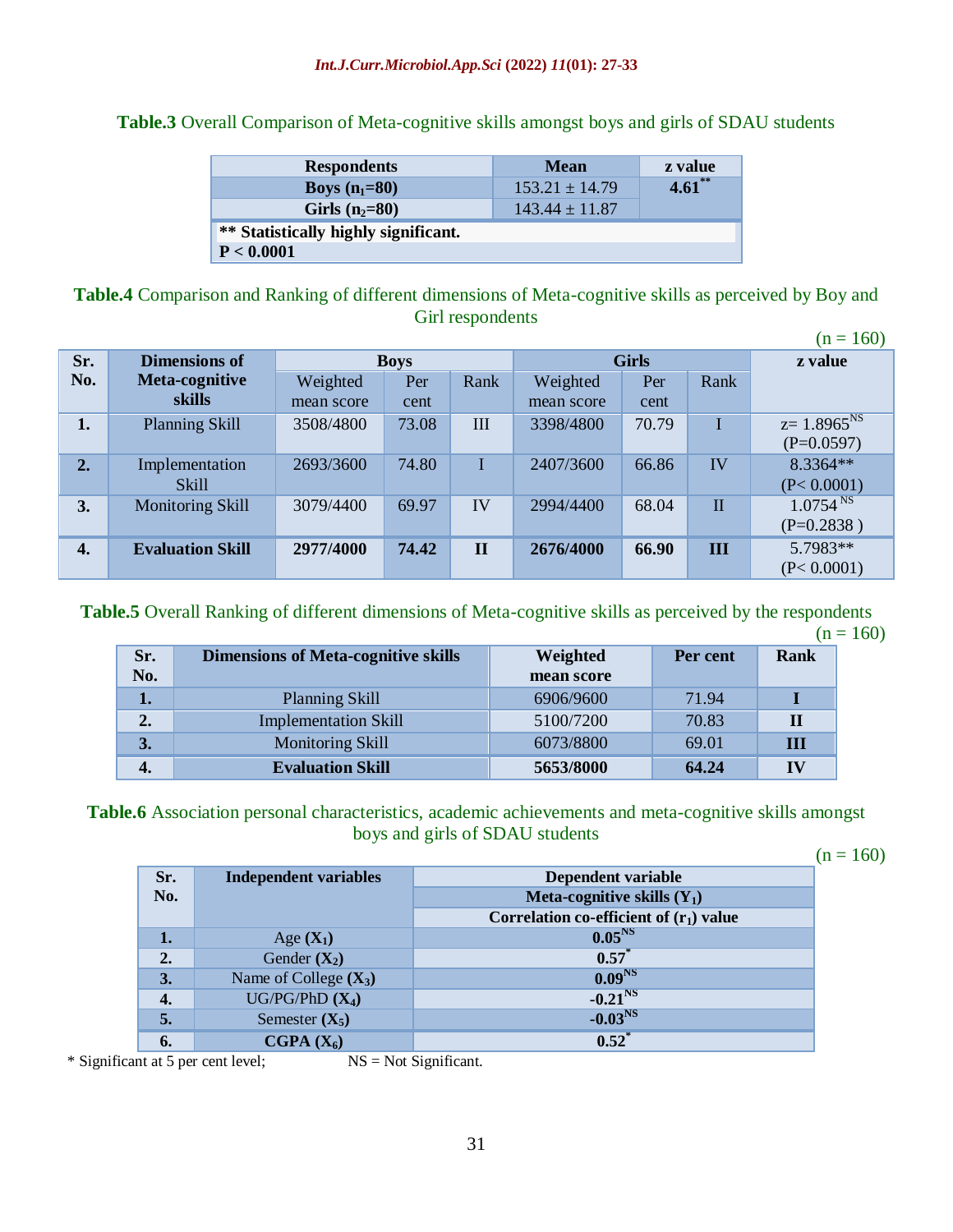**Table.3** Overall Comparison of Meta-cognitive skills amongst boys and girls of SDAU students

| Respondents | Mean | z value |
|---|---|---|
| **Boys ($n_1$=80)** | 153.21 ± 14.79 | **4.61**** |
| **Girls ($n_2$=80)** | 143.44 ± 11.87 | |
| **** Statistically highly significant.** | | |
| **P < 0.0001** | | |

**Table.4** Comparison and Ranking of different dimensions of Meta-cognitive skills as perceived by Boy and Girl respondents

(n = 160)

| Sr. No. | Dimensions of Meta-cognitive skills | Boys | | | Girls | | | z value |
|---|---|---|---|---|---|---|---|---|
| | | Weighted mean score | Per cent | Rank | Weighted mean score | Per cent | Rank | |
| **1.** | Planning Skill | 3508/4800 | 73.08 | III | 3398/4800 | 70.79 | I | z= 1.8965[NS] (P=0.0597) |
| **2.** | Implementation Skill | 2693/3600 | 74.80 | I | 2407/3600 | 66.86 | IV | 8.3364** (P< 0.0001) |
| **3.** | Monitoring Skill | 3079/4400 | 69.97 | IV | 2994/4400 | 68.04 | II | 1.0754 [NS] (P=0.2838 ) |
| **4.** | **Evaluation Skill** | **2977/4000** | **74.42** | **II** | **2676/4000** | **66.90** | **III** | 5.7983** (P< 0.0001) |

**Table.5** Overall Ranking of different dimensions of Meta-cognitive skills as perceived by the respondents

(n = 160)

| Sr. No. | Dimensions of Meta-cognitive skills | Weighted mean score | Per cent | Rank |
|---|---|---|---|---|
| **1.** | Planning Skill | 6906/9600 | 71.94 | **I** |
| **2.** | Implementation Skill | 5100/7200 | 70.83 | **II** |
| **3.** | Monitoring Skill | 6073/8800 | 69.01 | **III** |
| **4.** | **Evaluation Skill** | **5653/8000** | **64.24** | **IV** |

**Table.6** Association personal characteristics, academic achievements and meta-cognitive skills amongst boys and girls of SDAU students

(n = 160)

| Sr. No. | Independent variables | Dependent variable |
|---|---|---|
| | | **Meta-cognitive skills ($Y_1$)** |
| | | **Correlation co-efficient of ($r_1$) value** |
| **1.** | Age (**$X_1$**) | **0.05[NS]** |
| **2.** | Gender (**$X_2$**) | **0.57*** |
| **3.** | Name of College (**$X_3$**) | **0.09[NS]** |
| **4.** | UG/PG/PhD (**$X_4$**) | **-0.21[NS]** |
| **5.** | Semester (**$X_5$**) | **-0.03[NS]** |
| **6.** | **CGPA ($X_6$)** | **0.52*** |

* Significant at 5 per cent level; NS = Not Significant.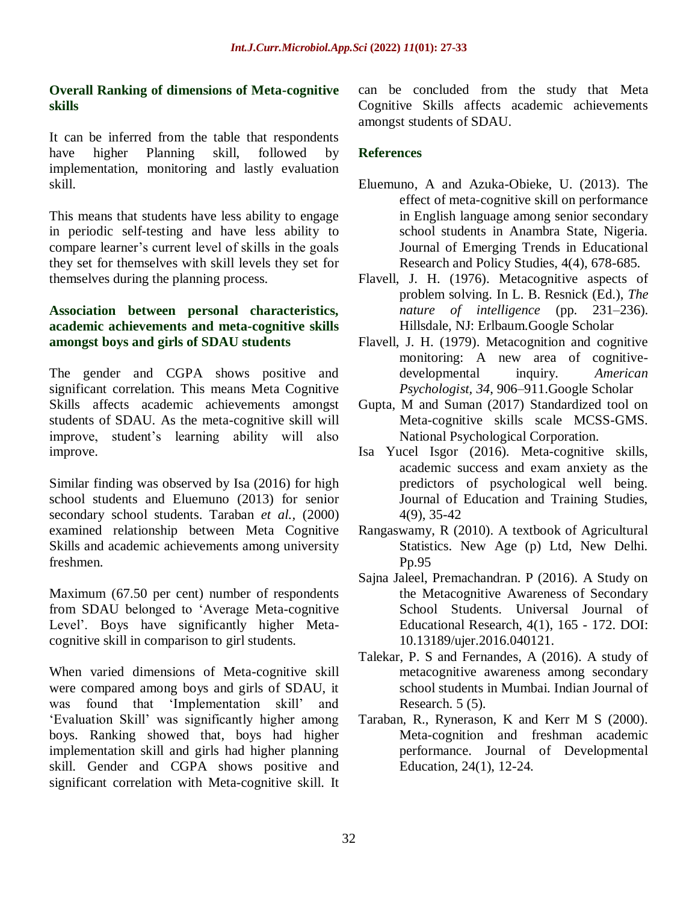### Overall Ranking of dimensions of Meta-cognitive skills

It can be inferred from the table that respondents have higher Planning skill, followed by implementation, monitoring and lastly evaluation skill.

This means that students have less ability to engage in periodic self-testing and have less ability to compare learner's current level of skills in the goals they set for themselves with skill levels they set for themselves during the planning process.

### Association between personal characteristics, academic achievements and meta-cognitive skills amongst boys and girls of SDAU students

The gender and CGPA shows positive and significant correlation. This means Meta Cognitive Skills affects academic achievements amongst students of SDAU. As the meta-cognitive skill will improve, student's learning ability will also improve.

Similar finding was observed by Isa (2016) for high school students and Eluemuno (2013) for senior secondary school students. Taraban *et al.,* (2000) examined relationship between Meta Cognitive Skills and academic achievements among university freshmen.

Maximum (67.50 per cent) number of respondents from SDAU belonged to 'Average Meta-cognitive Level'. Boys have significantly higher Meta-cognitive skill in comparison to girl students.

When varied dimensions of Meta-cognitive skill were compared among boys and girls of SDAU, it was found that 'Implementation skill' and 'Evaluation Skill' was significantly higher among boys. Ranking showed that, boys had higher implementation skill and girls had higher planning skill. Gender and CGPA shows positive and significant correlation with Meta-cognitive skill. It can be concluded from the study that Meta Cognitive Skills affects academic achievements amongst students of SDAU.

## References

Eluemuno, A and Azuka-Obieke, U. (2013). The effect of meta-cognitive skill on performance in English language among senior secondary school students in Anambra State, Nigeria. Journal of Emerging Trends in Educational Research and Policy Studies, 4(4), 678-685.

Flavell, J. H. (1976). Metacognitive aspects of problem solving. In L. B. Resnick (Ed.), *The nature of intelligence* (pp. 231–236). Hillsdale, NJ: Erlbaum.Google Scholar

Flavell, J. H. (1979). Metacognition and cognitive monitoring: A new area of cognitive-developmental inquiry. *American Psychologist, 34*, 906–911.Google Scholar

Gupta, M and Suman (2017) Standardized tool on Meta-cognitive skills scale MCSS-GMS. National Psychological Corporation.

Isa Yucel Isgor (2016). Meta-cognitive skills, academic success and exam anxiety as the predictors of psychological well being. Journal of Education and Training Studies, 4(9), 35-42

Rangaswamy, R (2010). A textbook of Agricultural Statistics. New Age (p) Ltd, New Delhi. Pp.95

Sajna Jaleel, Premachandran. P (2016). A Study on the Metacognitive Awareness of Secondary School Students. Universal Journal of Educational Research, 4(1), 165 - 172. DOI: 10.13189/ujer.2016.040121.

Talekar, P. S and Fernandes, A (2016). A study of metacognitive awareness among secondary school students in Mumbai. Indian Journal of Research. 5 (5).

Taraban, R., Rynerason, K and Kerr M S (2000). Meta-cognition and freshman academic performance. Journal of Developmental Education, 24(1), 12-24.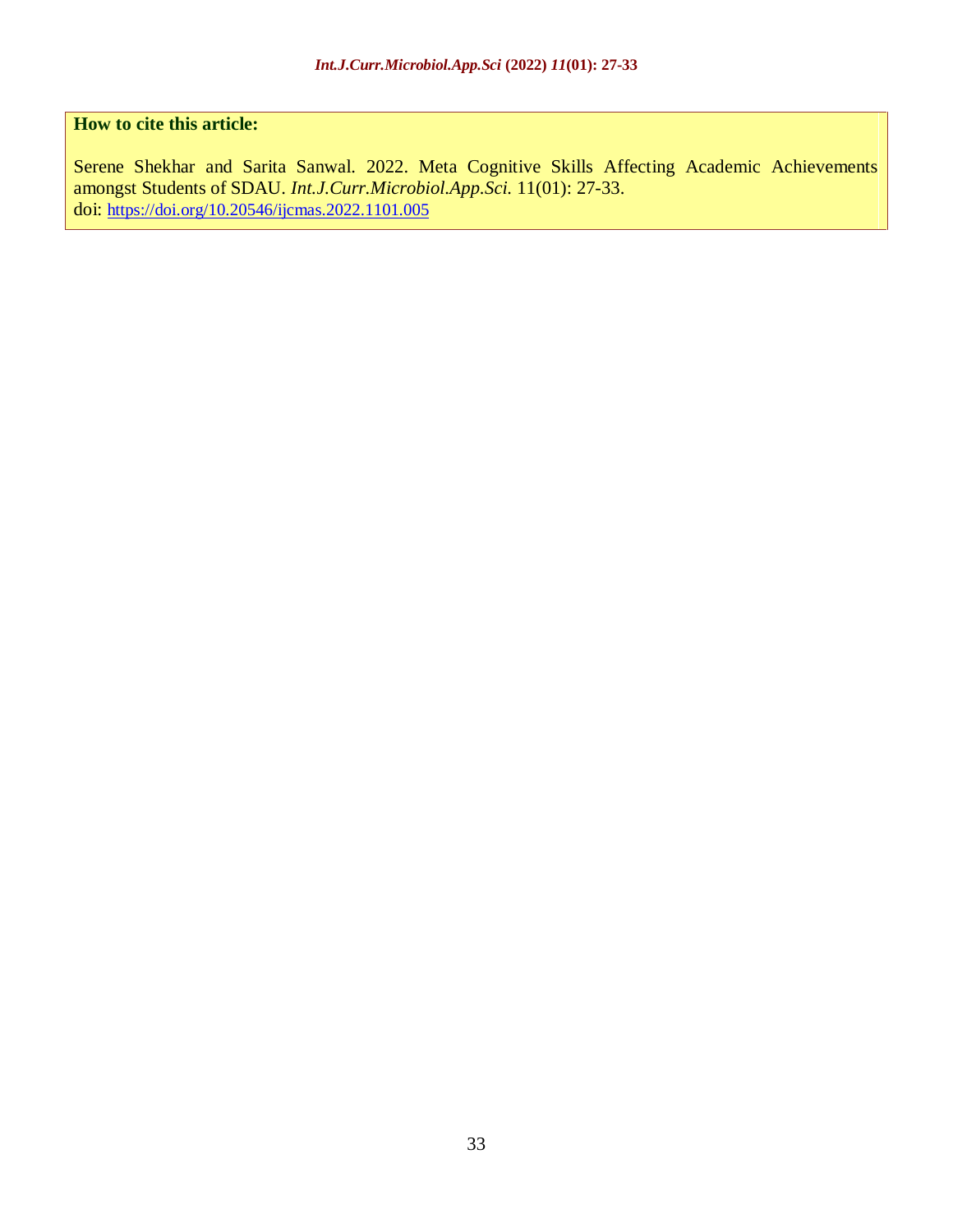**How to cite this article:**

Serene Shekhar and Sarita Sanwal. 2022. Meta Cognitive Skills Affecting Academic Achievements amongst Students of SDAU. *Int.J.Curr.Microbiol.App.Sci.* 11(01): 27-33.
doi: https://doi.org/10.20546/ijcmas.2022.1101.005